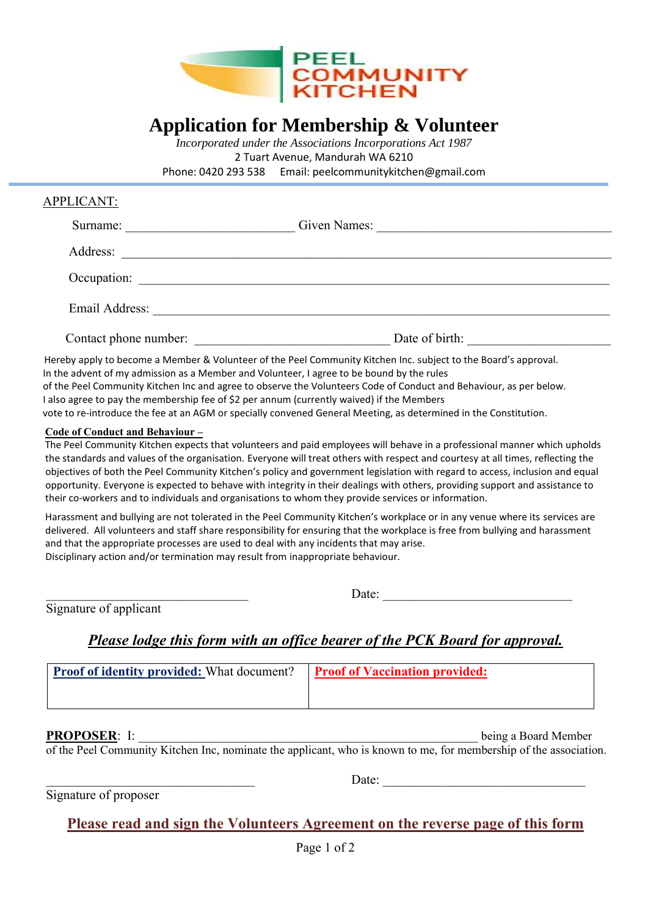PEEL COMMUNITY KITCHEN

# Application for Membership & Volunteer

*Incorporated under the Associations Incorporations Act 1987*
2 Tuart Avenue, Mandurah WA 6210
Phone: 0420 293 538    Email: peelcommunitykitchen@gmail.com

APPLICANT:

Surname: _________________________ Given Names: ___________________________________

Address: ________________________________________________________________________

Occupation: _____________________________________________________________________

Email Address: ___________________________________________________________________

Contact phone number: _____________________________ Date of birth: _____________________

Hereby apply to become a Member & Volunteer of the Peel Community Kitchen Inc. subject to the Board's approval. In the advent of my admission as a Member and Volunteer, I agree to be bound by the rules of the Peel Community Kitchen Inc and agree to observe the Volunteers Code of Conduct and Behaviour, as per below. I also agree to pay the membership fee of $2 per annum (currently waived) if the Members vote to re-introduce the fee at an AGM or specially convened General Meeting, as determined in the Constitution.

**Code of Conduct and Behaviour –**

The Peel Community Kitchen expects that volunteers and paid employees will behave in a professional manner which upholds the standards and values of the organisation. Everyone will treat others with respect and courtesy at all times, reflecting the objectives of both the Peel Community Kitchen's policy and government legislation with regard to access, inclusion and equal opportunity. Everyone is expected to behave with integrity in their dealings with others, providing support and assistance to their co-workers and to individuals and organisations to whom they provide services or information.

Harassment and bullying are not tolerated in the Peel Community Kitchen's workplace or in any venue where its services are delivered. All volunteers and staff share responsibility for ensuring that the workplace is free from bullying and harassment and that the appropriate processes are used to deal with any incidents that may arise.
Disciplinary action and/or termination may result from inappropriate behaviour.

_________________________________ Date: ______________________________
Signature of applicant

***Please lodge this form with an office bearer of the PCK Board for approval.***

| **Proof of identity provided:** What document? | **Proof of Vaccination provided:** |
| --- | --- |
| | |

**PROPOSER**: I: _______________________________________________________ being a Board Member of the Peel Community Kitchen Inc, nominate the applicant, who is known to me, for membership of the association.

_________________________________ Date: ________________________________
Signature of proposer

**Please read and sign the Volunteers Agreement on the reverse page of this form**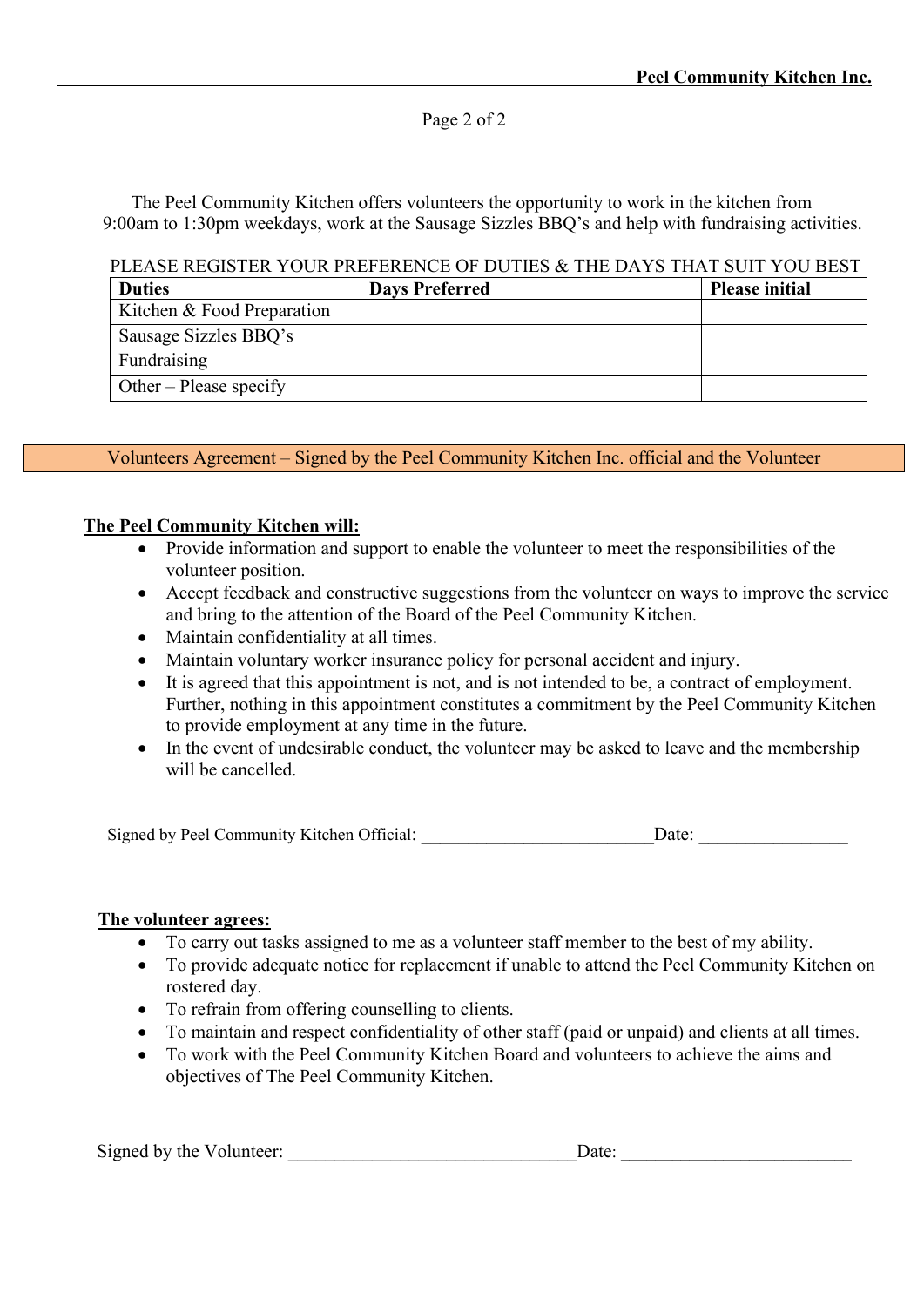The Peel Community Kitchen offers volunteers the opportunity to work in the kitchen from 9:00am to 1:30pm weekdays, work at the Sausage Sizzles BBQ's and help with fundraising activities.

PLEASE REGISTER YOUR PREFERENCE OF DUTIES & THE DAYS THAT SUIT YOU BEST

| Duties | Days Preferred | Please initial |
|---|---|---|
| Kitchen & Food Preparation | | |
| Sausage Sizzles BBQ's | | |
| Fundraising | | |
| Other – Please specify | | |

Volunteers Agreement – Signed by the Peel Community Kitchen Inc. official and the Volunteer

**The Peel Community Kitchen will:**

- Provide information and support to enable the volunteer to meet the responsibilities of the volunteer position.
- Accept feedback and constructive suggestions from the volunteer on ways to improve the service and bring to the attention of the Board of the Peel Community Kitchen.
- Maintain confidentiality at all times.
- Maintain voluntary worker insurance policy for personal accident and injury.
- It is agreed that this appointment is not, and is not intended to be, a contract of employment. Further, nothing in this appointment constitutes a commitment by the Peel Community Kitchen to provide employment at any time in the future.
- In the event of undesirable conduct, the volunteer may be asked to leave and the membership will be cancelled.

Signed by Peel Community Kitchen Official: __________________________Date: ________________

**The volunteer agrees:**

- To carry out tasks assigned to me as a volunteer staff member to the best of my ability.
- To provide adequate notice for replacement if unable to attend the Peel Community Kitchen on rostered day.
- To refrain from offering counselling to clients.
- To maintain and respect confidentiality of other staff (paid or unpaid) and clients at all times.
- To work with the Peel Community Kitchen Board and volunteers to achieve the aims and objectives of The Peel Community Kitchen.

Signed by the Volunteer: _______________________________Date: _________________________